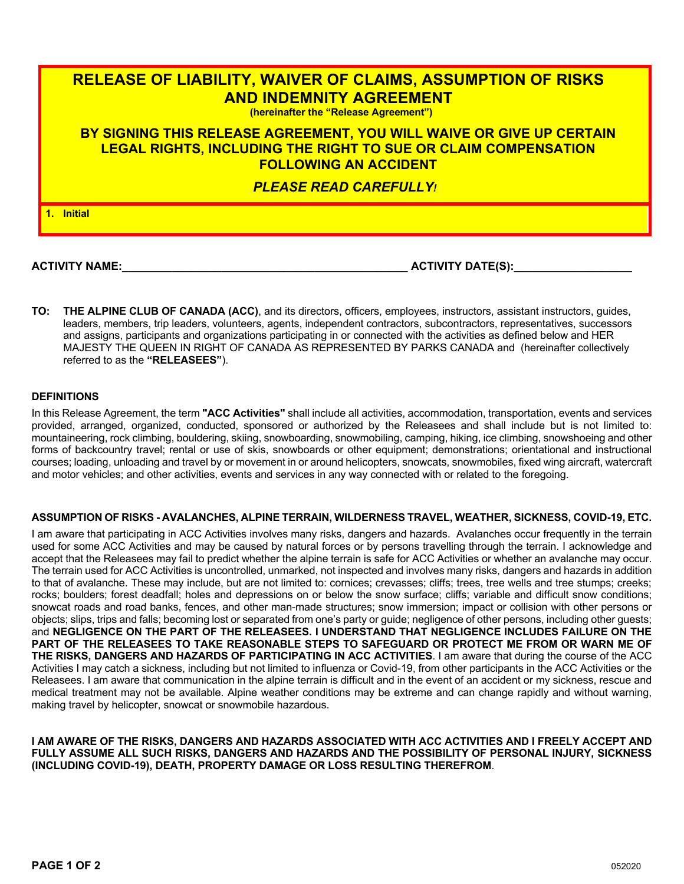# RELEASE OF LIABILITY, WAIVER OF CLAIMS, ASSUMPTION OF RISKS AND INDEMNITY AGREEMENT

**(hereinafter the "Release Agreement")**

## BY SIGNING THIS RELEASE AGREEMENT, YOU WILL WAIVE OR GIVE UP CERTAIN LEGAL RIGHTS, INCLUDING THE RIGHT TO SUE OR CLAIM COMPENSATION FOLLOWING AN ACCIDENT

***PLEASE READ CAREFULLY!***

**1. Initial**

**ACTIVITY NAME:**_______________________________________________ **ACTIVITY DATE(S):**___________________

**TO: THE ALPINE CLUB OF CANADA (ACC)**, and its directors, officers, employees, instructors, assistant instructors, guides, leaders, members, trip leaders, volunteers, agents, independent contractors, subcontractors, representatives, successors and assigns, participants and organizations participating in or connected with the activities as defined below and HER MAJESTY THE QUEEN IN RIGHT OF CANADA AS REPRESENTED BY PARKS CANADA and (hereinafter collectively referred to as the **"RELEASEES"**).

### DEFINITIONS

In this Release Agreement, the term **"ACC Activities"** shall include all activities, accommodation, transportation, events and services provided, arranged, organized, conducted, sponsored or authorized by the Releasees and shall include but is not limited to: mountaineering, rock climbing, bouldering, skiing, snowboarding, snowmobiling, camping, hiking, ice climbing, snowshoeing and other forms of backcountry travel; rental or use of skis, snowboards or other equipment; demonstrations; orientational and instructional courses; loading, unloading and travel by or movement in or around helicopters, snowcats, snowmobiles, fixed wing aircraft, watercraft and motor vehicles; and other activities, events and services in any way connected with or related to the foregoing.

### ASSUMPTION OF RISKS - AVALANCHES, ALPINE TERRAIN, WILDERNESS TRAVEL, WEATHER, SICKNESS, COVID-19, ETC.

I am aware that participating in ACC Activities involves many risks, dangers and hazards. Avalanches occur frequently in the terrain used for some ACC Activities and may be caused by natural forces or by persons travelling through the terrain. I acknowledge and accept that the Releasees may fail to predict whether the alpine terrain is safe for ACC Activities or whether an avalanche may occur. The terrain used for ACC Activities is uncontrolled, unmarked, not inspected and involves many risks, dangers and hazards in addition to that of avalanche. These may include, but are not limited to: cornices; crevasses; cliffs; trees, tree wells and tree stumps; creeks; rocks; boulders; forest deadfall; holes and depressions on or below the snow surface; cliffs; variable and difficult snow conditions; snowcat roads and road banks, fences, and other man-made structures; snow immersion; impact or collision with other persons or objects; slips, trips and falls; becoming lost or separated from one's party or guide; negligence of other persons, including other guests; and **NEGLIGENCE ON THE PART OF THE RELEASEES. I UNDERSTAND THAT NEGLIGENCE INCLUDES FAILURE ON THE PART OF THE RELEASEES TO TAKE REASONABLE STEPS TO SAFEGUARD OR PROTECT ME FROM OR WARN ME OF THE RISKS, DANGERS AND HAZARDS OF PARTICIPATING IN ACC ACTIVITIES**. I am aware that during the course of the ACC Activities I may catch a sickness, including but not limited to influenza or Covid-19, from other participants in the ACC Activities or the Releasees. I am aware that communication in the alpine terrain is difficult and in the event of an accident or my sickness, rescue and medical treatment may not be available. Alpine weather conditions may be extreme and can change rapidly and without warning, making travel by helicopter, snowcat or snowmobile hazardous.

**I AM AWARE OF THE RISKS, DANGERS AND HAZARDS ASSOCIATED WITH ACC ACTIVITIES AND I FREELY ACCEPT AND FULLY ASSUME ALL SUCH RISKS, DANGERS AND HAZARDS AND THE POSSIBILITY OF PERSONAL INJURY, SICKNESS (INCLUDING COVID-19), DEATH, PROPERTY DAMAGE OR LOSS RESULTING THEREFROM**.

052020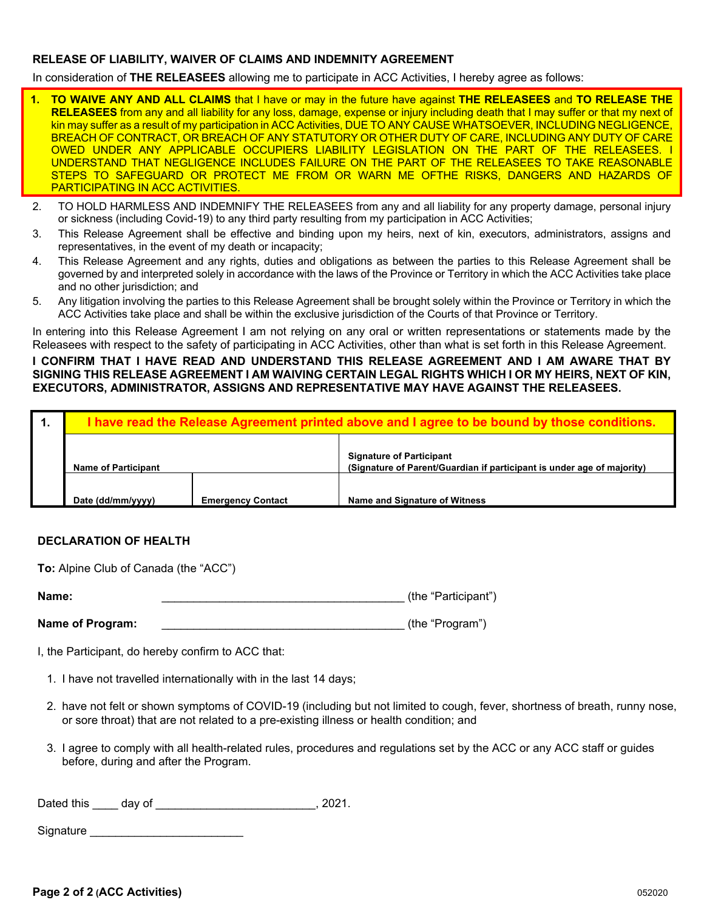## RELEASE OF LIABILITY, WAIVER OF CLAIMS AND INDEMNITY AGREEMENT

In consideration of **THE RELEASEES** allowing me to participate in ACC Activities, I hereby agree as follows:

1. **TO WAIVE ANY AND ALL CLAIMS** that I have or may in the future have against **THE RELEASEES** and **TO RELEASE THE RELEASEES** from any and all liability for any loss, damage, expense or injury including death that I may suffer or that my next of kin may suffer as a result of my participation in ACC Activities, DUE TO ANY CAUSE WHATSOEVER, INCLUDING NEGLIGENCE, BREACH OF CONTRACT, OR BREACH OF ANY STATUTORY OR OTHER DUTY OF CARE, INCLUDING ANY DUTY OF CARE OWED UNDER ANY APPLICABLE OCCUPIERS LIABILITY LEGISLATION ON THE PART OF THE RELEASEES. I UNDERSTAND THAT NEGLIGENCE INCLUDES FAILURE ON THE PART OF THE RELEASEES TO TAKE REASONABLE STEPS TO SAFEGUARD OR PROTECT ME FROM OR WARN ME OFTHE RISKS, DANGERS AND HAZARDS OF PARTICIPATING IN ACC ACTIVITIES.
2. TO HOLD HARMLESS AND INDEMNIFY THE RELEASEES from any and all liability for any property damage, personal injury or sickness (including Covid-19) to any third party resulting from my participation in ACC Activities;
3. This Release Agreement shall be effective and binding upon my heirs, next of kin, executors, administrators, assigns and representatives, in the event of my death or incapacity;
4. This Release Agreement and any rights, duties and obligations as between the parties to this Release Agreement shall be governed by and interpreted solely in accordance with the laws of the Province or Territory in which the ACC Activities take place and no other jurisdiction; and
5. Any litigation involving the parties to this Release Agreement shall be brought solely within the Province or Territory in which the ACC Activities take place and shall be within the exclusive jurisdiction of the Courts of that Province or Territory.

In entering into this Release Agreement I am not relying on any oral or written representations or statements made by the Releasees with respect to the safety of participating in ACC Activities, other than what is set forth in this Release Agreement.

**I CONFIRM THAT I HAVE READ AND UNDERSTAND THIS RELEASE AGREEMENT AND I AM AWARE THAT BY SIGNING THIS RELEASE AGREEMENT I AM WAIVING CERTAIN LEGAL RIGHTS WHICH I OR MY HEIRS, NEXT OF KIN, EXECUTORS, ADMINISTRATOR, ASSIGNS AND REPRESENTATIVE MAY HAVE AGAINST THE RELEASEES.**

| **1.** | **I have read the Release Agreement printed above and I agree to be bound by those conditions.** | | |
|---|---|---|---|
| | **Name of Participant** | | **Signature of Participant** (Signature of Parent/Guardian if participant is under age of majority) |
| | **Date (dd/mm/yyyy)** | **Emergency Contact** | **Name and Signature of Witness** |

## DECLARATION OF HEALTH

**To:** Alpine Club of Canada (the "ACC")

**Name:** ______________________________________ (the "Participant")

**Name of Program:** ______________________________________ (the "Program")

I, the Participant, do hereby confirm to ACC that:

1. I have not travelled internationally with in the last 14 days;
2. have not felt or shown symptoms of COVID-19 (including but not limited to cough, fever, shortness of breath, runny nose, or sore throat) that are not related to a pre-existing illness or health condition; and
3. I agree to comply with all health-related rules, procedures and regulations set by the ACC or any ACC staff or guides before, during and after the Program.

Dated this ____ day of ________________________, 2021.

Signature ________________________

**(ACC Activities)**

052020